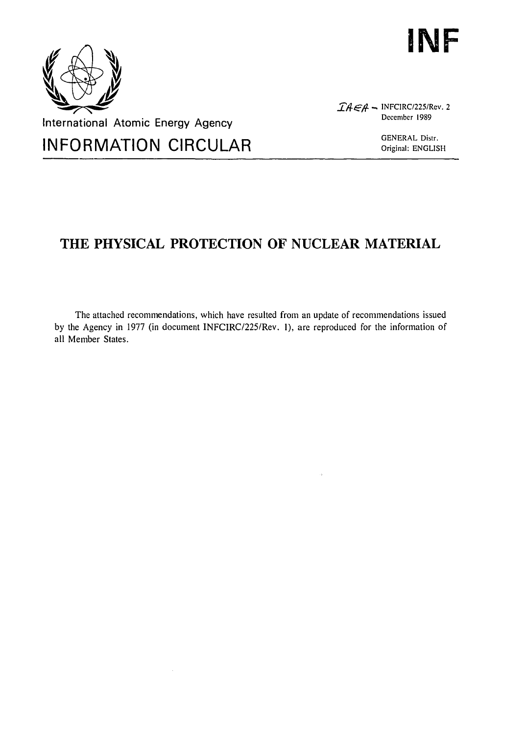INF

International Atomic Energy Agency

# INFORMATION CIRCULAR

IAEA - INFCIRC/225/Rev. 2
December 1989

GENERAL Distr.
Original: ENGLISH

## THE PHYSICAL PROTECTION OF NUCLEAR MATERIAL

The attached recommendations, which have resulted from an update of recommendations issued by the Agency in 1977 (in document INFCIRC/225/Rev. 1), are reproduced for the information of all Member States.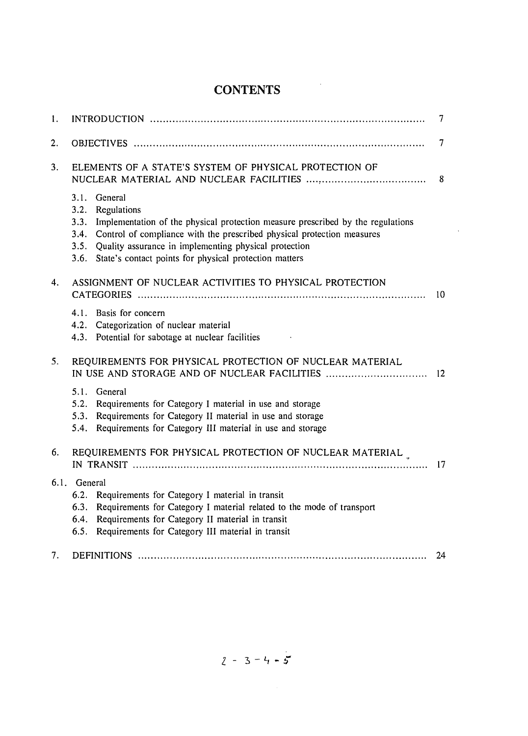# CONTENTS

1. INTRODUCTION ........................................................................................ 7

2. OBJECTIVES ........................................................................................... 7

3. ELEMENTS OF A STATE'S SYSTEM OF PHYSICAL PROTECTION OF NUCLEAR MATERIAL AND NUCLEAR FACILITIES .................................... 8

   3.1. General
   3.2. Regulations
   3.3. Implementation of the physical protection measure prescribed by the regulations
   3.4. Control of compliance with the prescribed physical protection measures
   3.5. Quality assurance in implementing physical protection
   3.6. State's contact points for physical protection matters

4. ASSIGNMENT OF NUCLEAR ACTIVITIES TO PHYSICAL PROTECTION CATEGORIES ........................................................................................... 10

   4.1. Basis for concern
   4.2. Categorization of nuclear material
   4.3. Potential for sabotage at nuclear facilities

5. REQUIREMENTS FOR PHYSICAL PROTECTION OF NUCLEAR MATERIAL IN USE AND STORAGE AND OF NUCLEAR FACILITIES ................................ 12

   5.1. General
   5.2. Requirements for Category I material in use and storage
   5.3. Requirements for Category II material in use and storage
   5.4. Requirements for Category III material in use and storage

6. REQUIREMENTS FOR PHYSICAL PROTECTION OF NUCLEAR MATERIAL IN TRANSIT ........................................................................................... 17

   6.1. General
   6.2. Requirements for Category I material in transit
   6.3. Requirements for Category I material related to the mode of transport
   6.4. Requirements for Category II material in transit
   6.5. Requirements for Category III material in transit

7. DEFINITIONS ........................................................................................... 24

2 - 3 - 4 - 5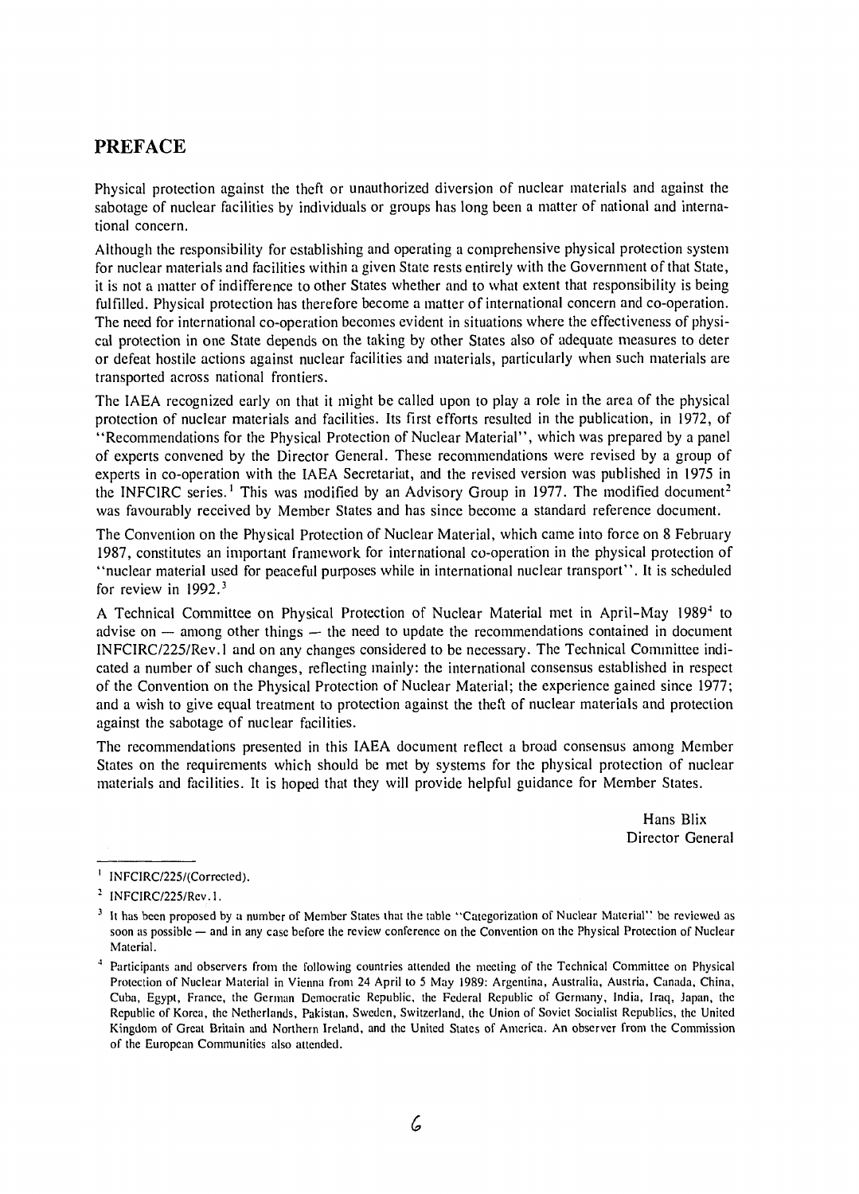# PREFACE

Physical protection against the theft or unauthorized diversion of nuclear materials and against the sabotage of nuclear facilities by individuals or groups has long been a matter of national and international concern.

Although the responsibility for establishing and operating a comprehensive physical protection system for nuclear materials and facilities within a given State rests entirely with the Government of that State, it is not a matter of indifference to other States whether and to what extent that responsibility is being fulfilled. Physical protection has therefore become a matter of international concern and co-operation. The need for international co-operation becomes evident in situations where the effectiveness of physical protection in one State depends on the taking by other States also of adequate measures to deter or defeat hostile actions against nuclear facilities and materials, particularly when such materials are transported across national frontiers.

The IAEA recognized early on that it might be called upon to play a role in the area of the physical protection of nuclear materials and facilities. Its first efforts resulted in the publication, in 1972, of "Recommendations for the Physical Protection of Nuclear Material", which was prepared by a panel of experts convened by the Director General. These recommendations were revised by a group of experts in co-operation with the IAEA Secretariat, and the revised version was published in 1975 in the INFCIRC series.[1] This was modified by an Advisory Group in 1977. The modified document[2] was favourably received by Member States and has since become a standard reference document.

The Convention on the Physical Protection of Nuclear Material, which came into force on 8 February 1987, constitutes an important framework for international co-operation in the physical protection of "nuclear material used for peaceful purposes while in international nuclear transport". It is scheduled for review in 1992.[3]

A Technical Committee on Physical Protection of Nuclear Material met in April–May 1989[4] to advise on — among other things — the need to update the recommendations contained in document INFCIRC/225/Rev.1 and on any changes considered to be necessary. The Technical Committee indicated a number of such changes, reflecting mainly: the international consensus established in respect of the Convention on the Physical Protection of Nuclear Material; the experience gained since 1977; and a wish to give equal treatment to protection against the theft of nuclear materials and protection against the sabotage of nuclear facilities.

The recommendations presented in this IAEA document reflect a broad consensus among Member States on the requirements which should be met by systems for the physical protection of nuclear materials and facilities. It is hoped that they will provide helpful guidance for Member States.

Hans Blix
Director General

---

[1] INFCIRC/225/(Corrected).

[2] INFCIRC/225/Rev.1.

[3] It has been proposed by a number of Member States that the table "Categorization of Nuclear Material" be reviewed as soon as possible — and in any case before the review conference on the Convention on the Physical Protection of Nuclear Material.

[4] Participants and observers from the following countries attended the meeting of the Technical Committee on Physical Protection of Nuclear Material in Vienna from 24 April to 5 May 1989: Argentina, Australia, Austria, Canada, China, Cuba, Egypt, France, the German Democratic Republic, the Federal Republic of Germany, India, Iraq, Japan, the Republic of Korea, the Netherlands, Pakistan, Sweden, Switzerland, the Union of Soviet Socialist Republics, the United Kingdom of Great Britain and Northern Ireland, and the United States of America. An observer from the Commission of the European Communities also attended.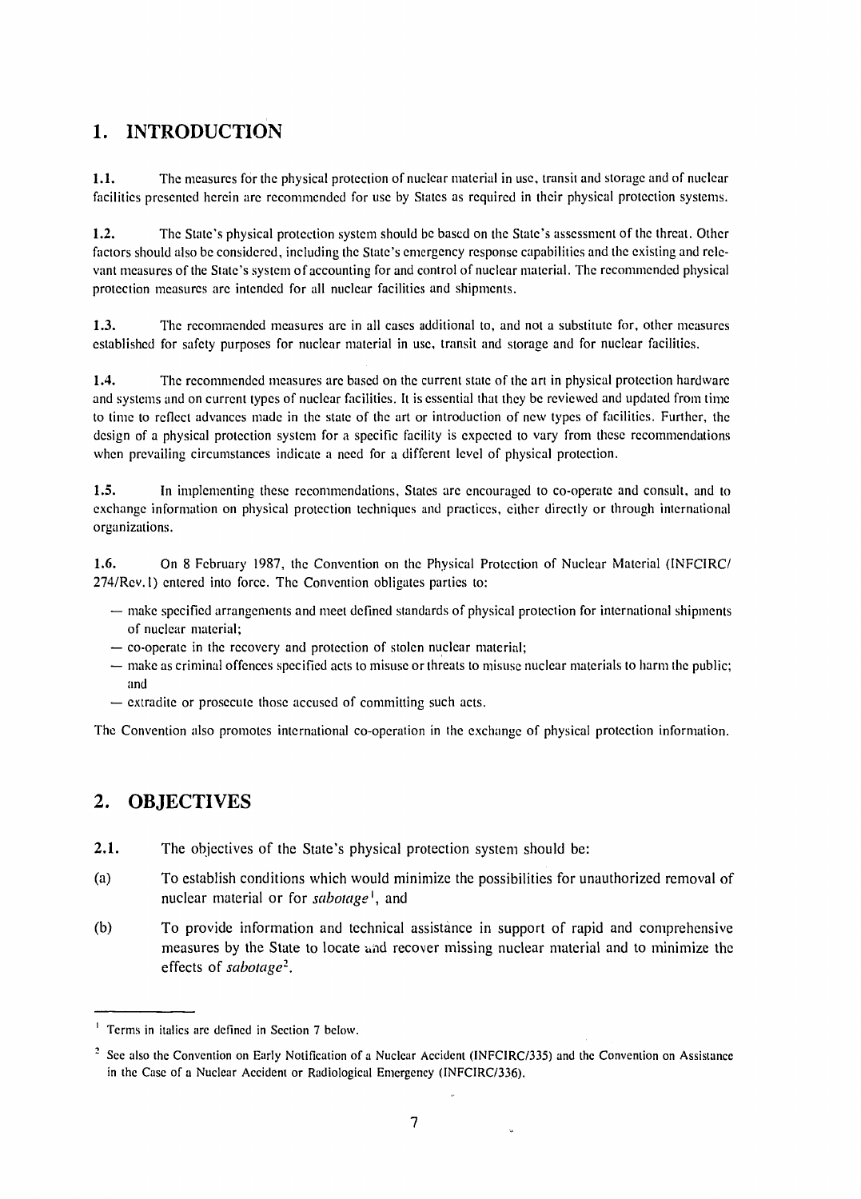## 1. INTRODUCTION

**1.1.** The measures for the physical protection of nuclear material in use, transit and storage and of nuclear facilities presented herein are recommended for use by States as required in their physical protection systems.

**1.2.** The State's physical protection system should be based on the State's assessment of the threat. Other factors should also be considered, including the State's emergency response capabilities and the existing and relevant measures of the State's system of accounting for and control of nuclear material. The recommended physical protection measures are intended for all nuclear facilities and shipments.

**1.3.** The recommended measures are in all cases additional to, and not a substitute for, other measures established for safety purposes for nuclear material in use, transit and storage and for nuclear facilities.

**1.4.** The recommended measures are based on the current state of the art in physical protection hardware and systems and on current types of nuclear facilities. It is essential that they be reviewed and updated from time to time to reflect advances made in the state of the art or introduction of new types of facilities. Further, the design of a physical protection system for a specific facility is expected to vary from these recommendations when prevailing circumstances indicate a need for a different level of physical protection.

**1.5.** In implementing these recommendations, States are encouraged to co-operate and consult, and to exchange information on physical protection techniques and practices, either directly or through international organizations.

**1.6.** On 8 February 1987, the Convention on the Physical Protection of Nuclear Material (INFCIRC/274/Rev.1) entered into force. The Convention obligates parties to:

- make specified arrangements and meet defined standards of physical protection for international shipments of nuclear material;
- co-operate in the recovery and protection of stolen nuclear material;
- make as criminal offences specified acts to misuse or threats to misuse nuclear materials to harm the public; and
- extradite or prosecute those accused of committing such acts.

The Convention also promotes international co-operation in the exchange of physical protection information.

## 2. OBJECTIVES

**2.1.** The objectives of the State's physical protection system should be:

(a) To establish conditions which would minimize the possibilities for unauthorized removal of nuclear material or for *sabotage*[1], and

(b) To provide information and technical assistance in support of rapid and comprehensive measures by the State to locate and recover missing nuclear material and to minimize the effects of *sabotage*[2].

---

[1] Terms in italics are defined in Section 7 below.

[2] See also the Convention on Early Notification of a Nuclear Accident (INFCIRC/335) and the Convention on Assistance in the Case of a Nuclear Accident or Radiological Emergency (INFCIRC/336).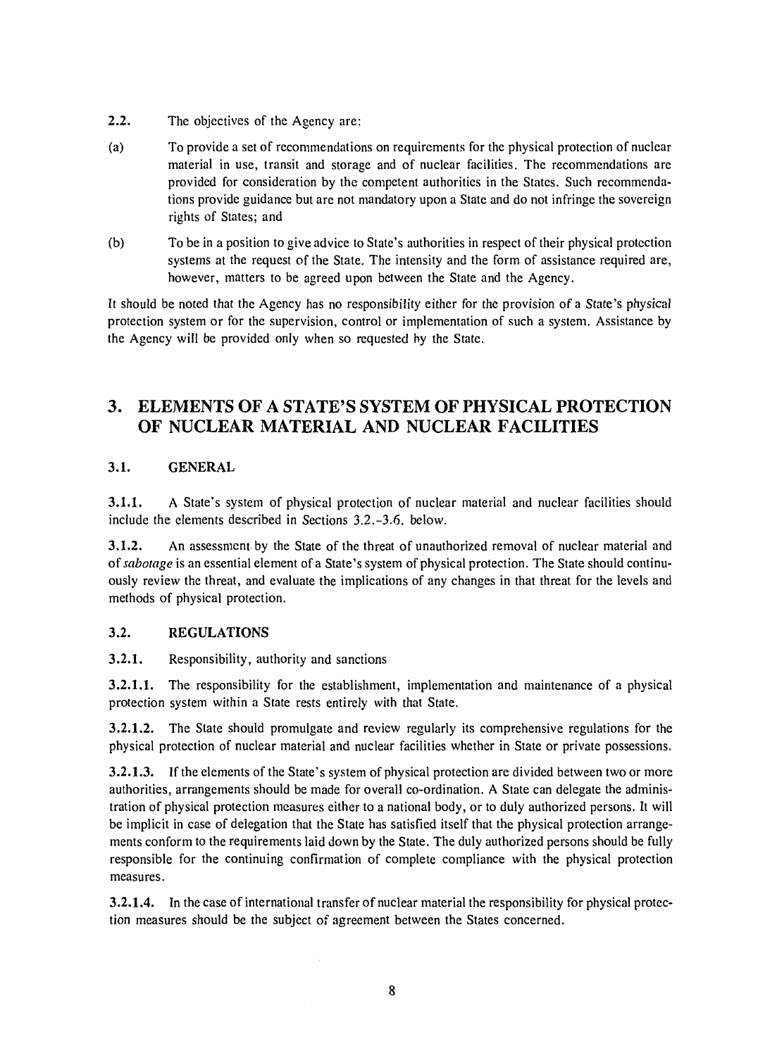2.2. The objectives of the Agency are:

(a) To provide a set of recommendations on requirements for the physical protection of nuclear material in use, transit and storage and of nuclear facilities. The recommendations are provided for consideration by the competent authorities in the States. Such recommendations provide guidance but are not mandatory upon a State and do not infringe the sovereign rights of States; and

(b) To be in a position to give advice to State's authorities in respect of their physical protection systems at the request of the State. The intensity and the form of assistance required are, however, matters to be agreed upon between the State and the Agency.

It should be noted that the Agency has no responsibility either for the provision of a State's physical protection system or for the supervision, control or implementation of such a system. Assistance by the Agency will be provided only when so requested by the State.

# 3. ELEMENTS OF A STATE'S SYSTEM OF PHYSICAL PROTECTION OF NUCLEAR MATERIAL AND NUCLEAR FACILITIES

## 3.1. GENERAL

**3.1.1.** A State's system of physical protection of nuclear material and nuclear facilities should include the elements described in Sections 3.2.-3.6. below.

**3.1.2.** An assessment by the State of the threat of unauthorized removal of nuclear material and of *sabotage* is an essential element of a State's system of physical protection. The State should continuously review the threat, and evaluate the implications of any changes in that threat for the levels and methods of physical protection.

## 3.2. REGULATIONS

**3.2.1.** Responsibility, authority and sanctions

**3.2.1.1.** The responsibility for the establishment, implementation and maintenance of a physical protection system within a State rests entirely with that State.

**3.2.1.2.** The State should promulgate and review regularly its comprehensive regulations for the physical protection of nuclear material and nuclear facilities whether in State or private possessions.

**3.2.1.3.** If the elements of the State's system of physical protection are divided between two or more authorities, arrangements should be made for overall co-ordination. A State can delegate the administration of physical protection measures either to a national body, or to duly authorized persons. It will be implicit in case of delegation that the State has satisfied itself that the physical protection arrangements conform to the requirements laid down by the State. The duly authorized persons should be fully responsible for the continuing confirmation of complete compliance with the physical protection measures.

**3.2.1.4.** In the case of international transfer of nuclear material the responsibility for physical protection measures should be the subject of agreement between the States concerned.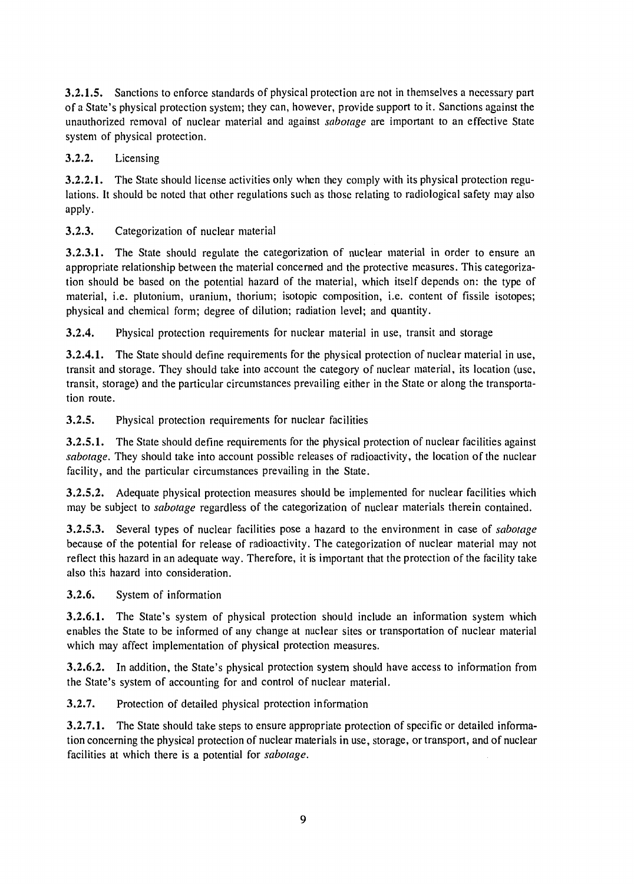**3.2.1.5.** Sanctions to enforce standards of physical protection are not in themselves a necessary part of a State's physical protection system; they can, however, provide support to it. Sanctions against the unauthorized removal of nuclear material and against *sabotage* are important to an effective State system of physical protection.

### 3.2.2. Licensing

**3.2.2.1.** The State should license activities only when they comply with its physical protection regulations. It should be noted that other regulations such as those relating to radiological safety may also apply.

### 3.2.3. Categorization of nuclear material

**3.2.3.1.** The State should regulate the categorization of nuclear material in order to ensure an appropriate relationship between the material concerned and the protective measures. This categorization should be based on the potential hazard of the material, which itself depends on: the type of material, i.e. plutonium, uranium, thorium; isotopic composition, i.e. content of fissile isotopes; physical and chemical form; degree of dilution; radiation level; and quantity.

### 3.2.4. Physical protection requirements for nuclear material in use, transit and storage

**3.2.4.1.** The State should define requirements for the physical protection of nuclear material in use, transit and storage. They should take into account the category of nuclear material, its location (use, transit, storage) and the particular circumstances prevailing either in the State or along the transportation route.

### 3.2.5. Physical protection requirements for nuclear facilities

**3.2.5.1.** The State should define requirements for the physical protection of nuclear facilities against *sabotage*. They should take into account possible releases of radioactivity, the location of the nuclear facility, and the particular circumstances prevailing in the State.

**3.2.5.2.** Adequate physical protection measures should be implemented for nuclear facilities which may be subject to *sabotage* regardless of the categorization of nuclear materials therein contained.

**3.2.5.3.** Several types of nuclear facilities pose a hazard to the environment in case of *sabotage* because of the potential for release of radioactivity. The categorization of nuclear material may not reflect this hazard in an adequate way. Therefore, it is important that the protection of the facility take also this hazard into consideration.

### 3.2.6. System of information

**3.2.6.1.** The State's system of physical protection should include an information system which enables the State to be informed of any change at nuclear sites or transportation of nuclear material which may affect implementation of physical protection measures.

**3.2.6.2.** In addition, the State's physical protection system should have access to information from the State's system of accounting for and control of nuclear material.

### 3.2.7. Protection of detailed physical protection information

**3.2.7.1.** The State should take steps to ensure appropriate protection of specific or detailed information concerning the physical protection of nuclear materials in use, storage, or transport, and of nuclear facilities at which there is a potential for *sabotage*.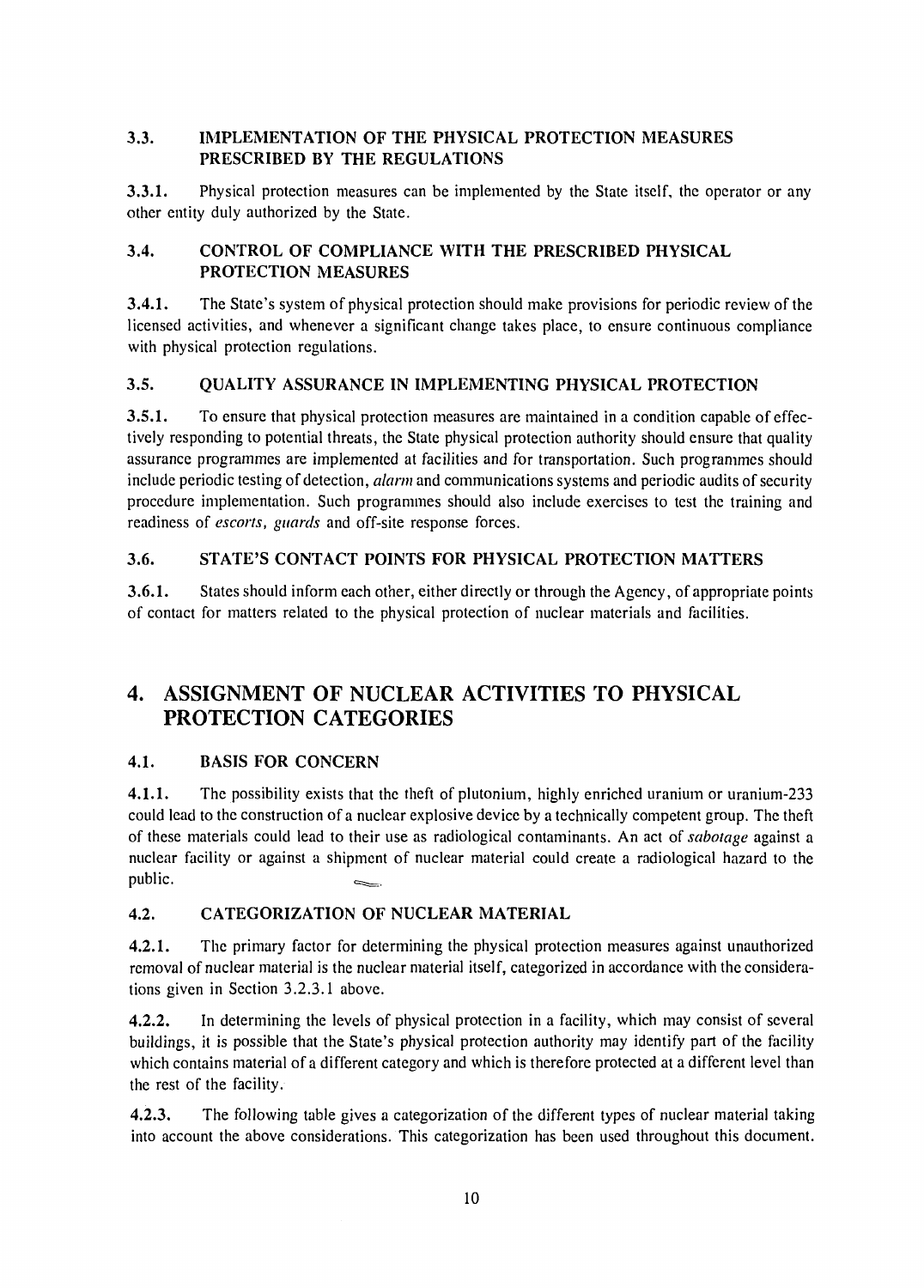### 3.3. IMPLEMENTATION OF THE PHYSICAL PROTECTION MEASURES PRESCRIBED BY THE REGULATIONS

**3.3.1.** Physical protection measures can be implemented by the State itself, the operator or any other entity duly authorized by the State.

### 3.4. CONTROL OF COMPLIANCE WITH THE PRESCRIBED PHYSICAL PROTECTION MEASURES

**3.4.1.** The State's system of physical protection should make provisions for periodic review of the licensed activities, and whenever a significant change takes place, to ensure continuous compliance with physical protection regulations.

### 3.5. QUALITY ASSURANCE IN IMPLEMENTING PHYSICAL PROTECTION

**3.5.1.** To ensure that physical protection measures are maintained in a condition capable of effectively responding to potential threats, the State physical protection authority should ensure that quality assurance programmes are implemented at facilities and for transportation. Such programmes should include periodic testing of detection, *alarm* and communications systems and periodic audits of security procedure implementation. Such programmes should also include exercises to test the training and readiness of *escorts*, *guards* and off-site response forces.

### 3.6. STATE'S CONTACT POINTS FOR PHYSICAL PROTECTION MATTERS

**3.6.1.** States should inform each other, either directly or through the Agency, of appropriate points of contact for matters related to the physical protection of nuclear materials and facilities.

## 4. ASSIGNMENT OF NUCLEAR ACTIVITIES TO PHYSICAL PROTECTION CATEGORIES

### 4.1. BASIS FOR CONCERN

**4.1.1.** The possibility exists that the theft of plutonium, highly enriched uranium or uranium-233 could lead to the construction of a nuclear explosive device by a technically competent group. The theft of these materials could lead to their use as radiological contaminants. An act of *sabotage* against a nuclear facility or against a shipment of nuclear material could create a radiological hazard to the public.

### 4.2. CATEGORIZATION OF NUCLEAR MATERIAL

**4.2.1.** The primary factor for determining the physical protection measures against unauthorized removal of nuclear material is the nuclear material itself, categorized in accordance with the considerations given in Section 3.2.3.1 above.

**4.2.2.** In determining the levels of physical protection in a facility, which may consist of several buildings, it is possible that the State's physical protection authority may identify part of the facility which contains material of a different category and which is therefore protected at a different level than the rest of the facility.

**4.2.3.** The following table gives a categorization of the different types of nuclear material taking into account the above considerations. This categorization has been used throughout this document.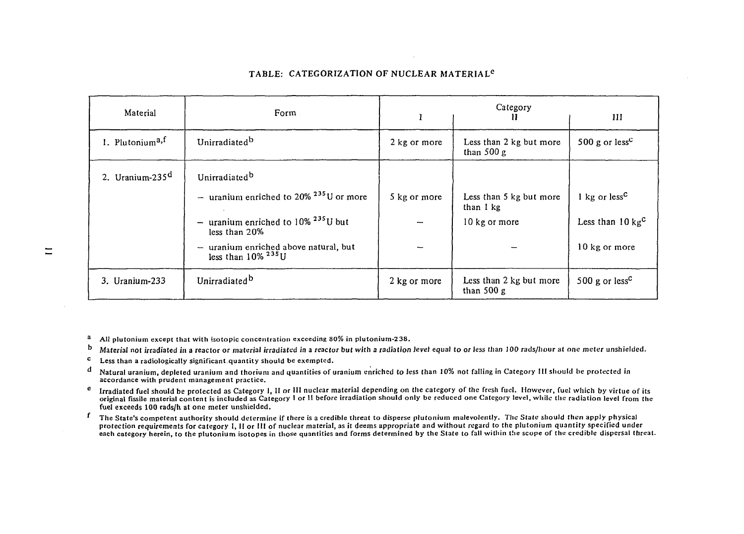## TABLE: CATEGORIZATION OF NUCLEAR MATERIAL[e]

| Material | Form | Category | | |
|---|---|---|---|---|
| | | I | II | III |
| 1. Plutonium[a,f] | Unirradiated[b] | 2 kg or more | Less than 2 kg but more than 500 g | 500 g or less[c] |
| 2. Uranium-235[d] | Unirradiated[b] | | | |
| | – uranium enriched to 20% $^{235}U$ or more | 5 kg or more | Less than 5 kg but more than 1 kg | 1 kg or less[c] |
| | – uranium enriched to 10% $^{235}U$ but less than 20% | – | 10 kg or more | Less than 10 kg[c] |
| | – uranium enriched above natural, but less than 10% $^{235}U$ | – | – | 10 kg or more |
| 3. Uranium-233 | Unirradiated[b] | 2 kg or more | Less than 2 kg but more than 500 g | 500 g or less[c] |

[a] All plutonium except that with isotopic concentration exceeding 80% in plutonium-238.

[b] *Material not irradiated in a reactor or material irradiated in a reactor but with a radiation level equal to or less than 100 rads/hour at one meter unshielded.*

[c] Less than a radiologically significant quantity should be exempted.

[d] Natural uranium, depleted uranium and thorium and quantities of uranium enriched to less than 10% not falling in Category III should be protected in accordance with prudent management practice.

[e] Irradiated fuel should be protected as Category I, II or III nuclear material depending on the category of the fresh fuel. However, fuel which by virtue of its original fissile material content is included as Category I or II before irradiation should only be reduced one Category level, while the radiation level from the fuel exceeds 100 rads/h at one meter unshielded.

[f] The State's competent authority should determine if there is a credible threat to disperse plutonium malevolently. The State should then apply physical protection requirements for category I, II or III of nuclear material, as it deems appropriate and without regard to the plutonium quantity specified under each category herein, to the plutonium isotopes in those quantities and forms determined by the State to fall within the scope of the credible dispersal threat.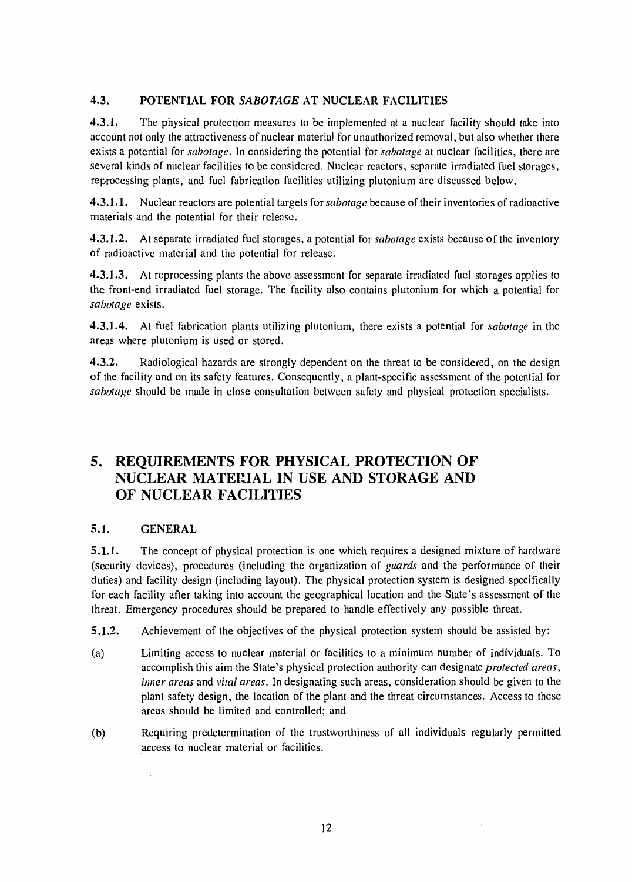### 4.3. POTENTIAL FOR *SABOTAGE* AT NUCLEAR FACILITIES

**4.3.1.** The physical protection measures to be implemented at a nuclear facility should take into account not only the attractiveness of nuclear material for unauthorized removal, but also whether there exists a potential for *sabotage*. In considering the potential for *sabotage* at nuclear facilities, there are several kinds of nuclear facilities to be considered. Nuclear reactors, separate irradiated fuel storages, reprocessing plants, and fuel fabrication facilities utilizing plutonium are discussed below.

**4.3.1.1.** Nuclear reactors are potential targets for *sabotage* because of their inventories of radioactive materials and the potential for their release.

**4.3.1.2.** At separate irradiated fuel storages, a potential for *sabotage* exists because of the inventory of radioactive material and the potential for release.

**4.3.1.3.** At reprocessing plants the above assessment for separate irradiated fuel storages applies to the front-end irradiated fuel storage. The facility also contains plutonium for which a potential for *sabotage* exists.

**4.3.1.4.** At fuel fabrication plants utilizing plutonium, there exists a potential for *sabotage* in the areas where plutonium is used or stored.

**4.3.2.** Radiological hazards are strongly dependent on the threat to be considered, on the design of the facility and on its safety features. Consequently, a plant-specific assessment of the potential for *sabotage* should be made in close consultation between safety and physical protection specialists.

## 5. REQUIREMENTS FOR PHYSICAL PROTECTION OF NUCLEAR MATERIAL IN USE AND STORAGE AND OF NUCLEAR FACILITIES

### 5.1. GENERAL

**5.1.1.** The concept of physical protection is one which requires a designed mixture of hardware (security devices), procedures (including the organization of *guards* and the performance of their duties) and facility design (including layout). The physical protection system is designed specifically for each facility after taking into account the geographical location and the State's assessment of the threat. Emergency procedures should be prepared to handle effectively any possible threat.

**5.1.2.** Achievement of the objectives of the physical protection system should be assisted by:

(a) Limiting access to nuclear material or facilities to a minimum number of individuals. To accomplish this aim the State's physical protection authority can designate *protected areas*, *inner areas* and *vital areas*. In designating such areas, consideration should be given to the plant safety design, the location of the plant and the threat circumstances. Access to these areas should be limited and controlled; and

(b) Requiring predetermination of the trustworthiness of all individuals regularly permitted access to nuclear material or facilities.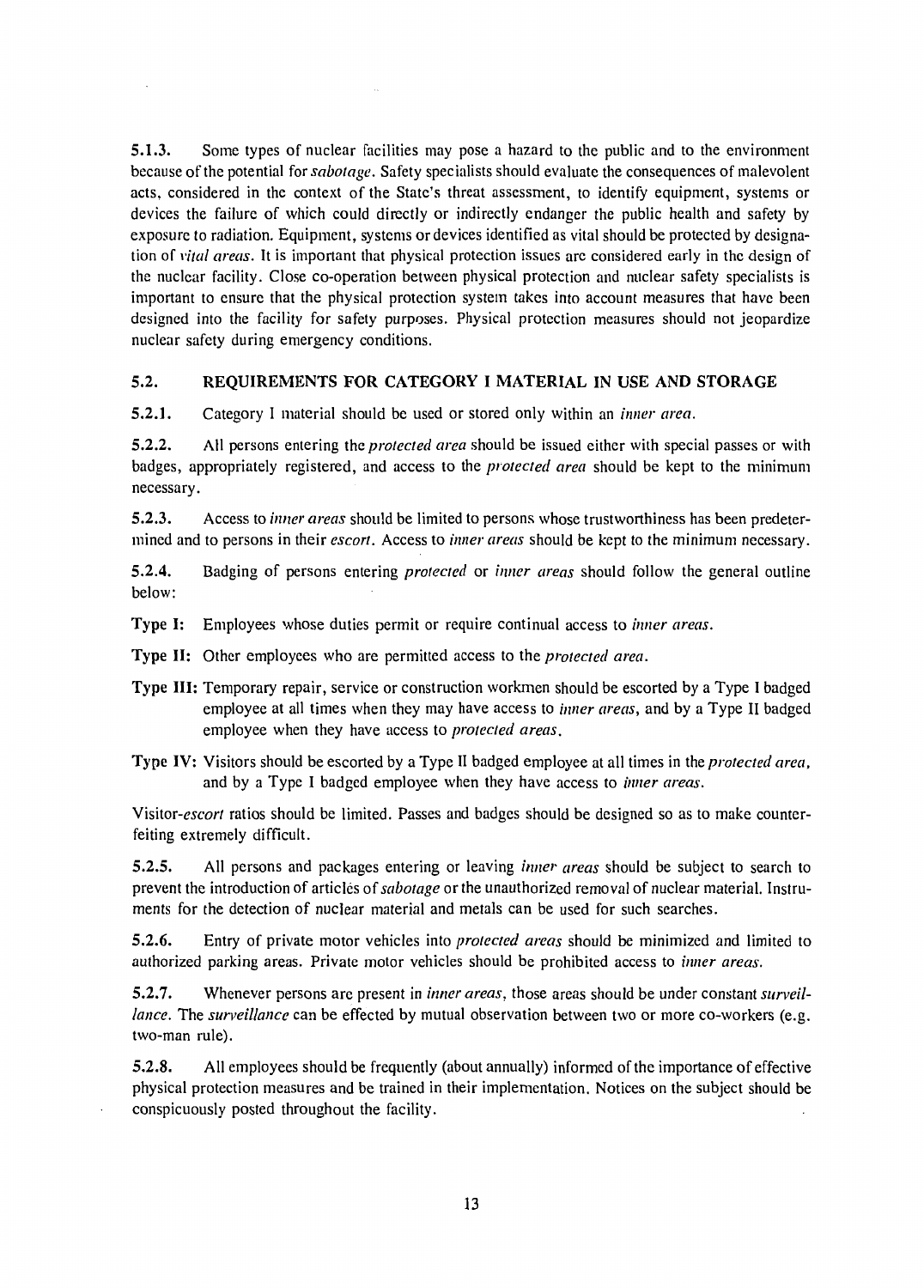5.1.3. Some types of nuclear facilities may pose a hazard to the public and to the environment because of the potential for *sabotage*. Safety specialists should evaluate the consequences of malevolent acts, considered in the context of the State's threat assessment, to identify equipment, systems or devices the failure of which could directly or indirectly endanger the public health and safety by exposure to radiation. Equipment, systems or devices identified as vital should be protected by designation of *vital areas*. It is important that physical protection issues are considered early in the design of the nuclear facility. Close co-operation between physical protection and nuclear safety specialists is important to ensure that the physical protection system takes into account measures that have been designed into the facility for safety purposes. Physical protection measures should not jeopardize nuclear safety during emergency conditions.

## 5.2. REQUIREMENTS FOR CATEGORY I MATERIAL IN USE AND STORAGE

5.2.1. Category I material should be used or stored only within an *inner area*.

5.2.2. All persons entering the *protected area* should be issued either with special passes or with badges, appropriately registered, and access to the *protected area* should be kept to the minimum necessary.

5.2.3. Access to *inner areas* should be limited to persons whose trustworthiness has been predetermined and to persons in their *escort*. Access to *inner areas* should be kept to the minimum necessary.

5.2.4. Badging of persons entering *protected* or *inner areas* should follow the general outline below:

**Type I:** Employees whose duties permit or require continual access to *inner areas*.

**Type II:** Other employees who are permitted access to the *protected area*.

**Type III:** Temporary repair, service or construction workmen should be escorted by a Type I badged employee at all times when they may have access to *inner areas*, and by a Type II badged employee when they have access to *protected areas*.

**Type IV:** Visitors should be escorted by a Type II badged employee at all times in the *protected area*, and by a Type I badged employee when they have access to *inner areas*.

Visitor-*escort* ratios should be limited. Passes and badges should be designed so as to make counterfeiting extremely difficult.

5.2.5. All persons and packages entering or leaving *inner areas* should be subject to search to prevent the introduction of articles of *sabotage* or the unauthorized removal of nuclear material. Instruments for the detection of nuclear material and metals can be used for such searches.

5.2.6. Entry of private motor vehicles into *protected areas* should be minimized and limited to authorized parking areas. Private motor vehicles should be prohibited access to *inner areas*.

5.2.7. Whenever persons are present in *inner areas*, those areas should be under constant *surveillance*. The *surveillance* can be effected by mutual observation between two or more co-workers (e.g. two-man rule).

5.2.8. All employees should be frequently (about annually) informed of the importance of effective physical protection measures and be trained in their implementation. Notices on the subject should be conspicuously posted throughout the facility.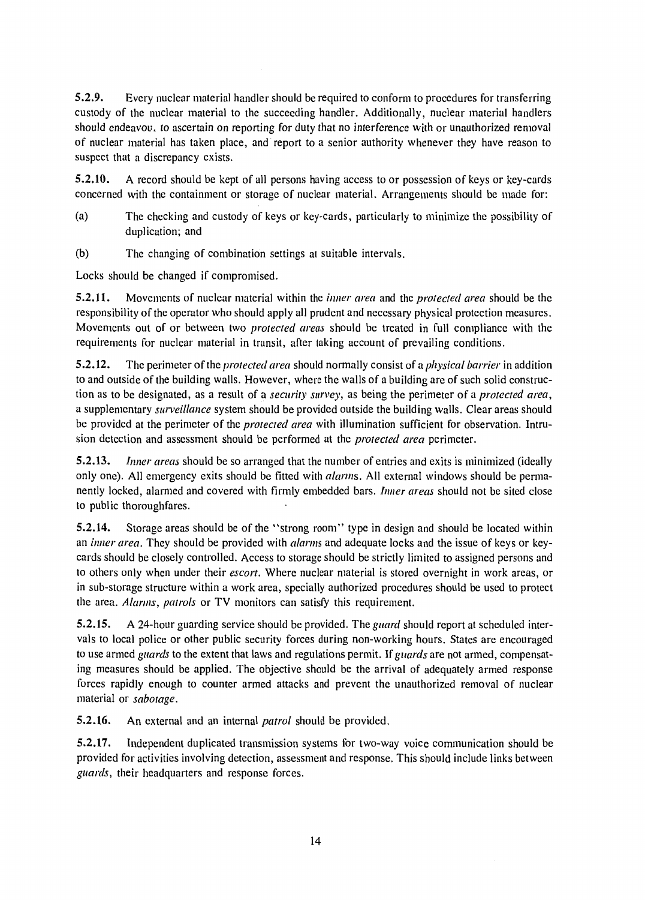**5.2.9.** Every nuclear material handler should be required to conform to procedures for transferring custody of the nuclear material to the succeeding handler. Additionally, nuclear material handlers should endeavour to ascertain on reporting for duty that no interference with or unauthorized removal of nuclear material has taken place, and report to a senior authority whenever they have reason to suspect that a discrepancy exists.

**5.2.10.** A record should be kept of all persons having access to or possession of keys or key-cards concerned with the containment or storage of nuclear material. Arrangements should be made for:

(a) The checking and custody of keys or key-cards, particularly to minimize the possibility of duplication; and

(b) The changing of combination settings at suitable intervals.

Locks should be changed if compromised.

**5.2.11.** Movements of nuclear material within the *inner area* and the *protected area* should be the responsibility of the operator who should apply all prudent and necessary physical protection measures. Movements out of or between two *protected areas* should be treated in full compliance with the requirements for nuclear material in transit, after taking account of prevailing conditions.

**5.2.12.** The perimeter of the *protected area* should normally consist of a *physical barrier* in addition to and outside of the building walls. However, where the walls of a building are of such solid construction as to be designated, as a result of a *security survey*, as being the perimeter of a *protected area*, a supplementary *surveillance* system should be provided outside the building walls. Clear areas should be provided at the perimeter of the *protected area* with illumination sufficient for observation. Intrusion detection and assessment should be performed at the *protected area* perimeter.

**5.2.13.** *Inner areas* should be so arranged that the number of entries and exits is minimized (ideally only one). All emergency exits should be fitted with *alarms*. All external windows should be permanently locked, alarmed and covered with firmly embedded bars. *Inner areas* should not be sited close to public thoroughfares.

**5.2.14.** Storage areas should be of the "strong room" type in design and should be located within an *inner area*. They should be provided with *alarms* and adequate locks and the issue of keys or key-cards should be closely controlled. Access to storage should be strictly limited to assigned persons and to others only when under their *escort*. Where nuclear material is stored overnight in work areas, or in sub-storage structure within a work area, specially authorized procedures should be used to protect the area. *Alarms*, *patrols* or TV monitors can satisfy this requirement.

**5.2.15.** A 24-hour guarding service should be provided. The *guard* should report at scheduled intervals to local police or other public security forces during non-working hours. States are encouraged to use armed *guards* to the extent that laws and regulations permit. If *guards* are not armed, compensating measures should be applied. The objective should be the arrival of adequately armed response forces rapidly enough to counter armed attacks and prevent the unauthorized removal of nuclear material or *sabotage*.

**5.2.16.** An external and an internal *patrol* should be provided.

**5.2.17.** Independent duplicated transmission systems for two-way voice communication should be provided for activities involving detection, assessment and response. This should include links between *guards*, their headquarters and response forces.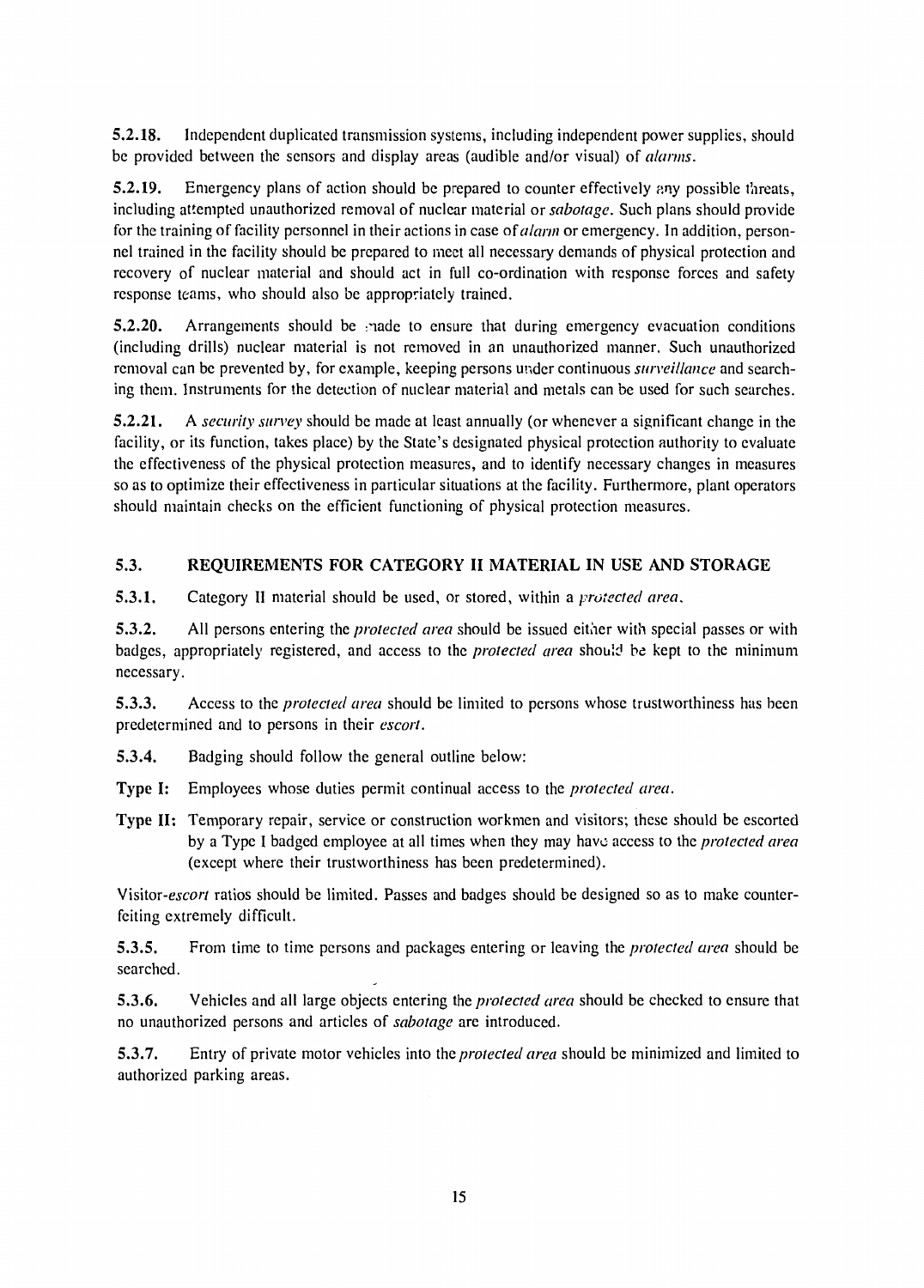**5.2.18.** Independent duplicated transmission systems, including independent power supplies, should be provided between the sensors and display areas (audible and/or visual) of *alarms*.

**5.2.19.** Emergency plans of action should be prepared to counter effectively any possible threats, including attempted unauthorized removal of nuclear material or *sabotage*. Such plans should provide for the training of facility personnel in their actions in case of *alarm* or emergency. In addition, personnel trained in the facility should be prepared to meet all necessary demands of physical protection and recovery of nuclear material and should act in full co-ordination with response forces and safety response teams, who should also be appropriately trained.

**5.2.20.** Arrangements should be made to ensure that during emergency evacuation conditions (including drills) nuclear material is not removed in an unauthorized manner. Such unauthorized removal can be prevented by, for example, keeping persons under continuous *surveillance* and searching them. Instruments for the detection of nuclear material and metals can be used for such searches.

**5.2.21.** A *security survey* should be made at least annually (or whenever a significant change in the facility, or its function, takes place) by the State's designated physical protection authority to evaluate the effectiveness of the physical protection measures, and to identify necessary changes in measures so as to optimize their effectiveness in particular situations at the facility. Furthermore, plant operators should maintain checks on the efficient functioning of physical protection measures.

## 5.3. REQUIREMENTS FOR CATEGORY II MATERIAL IN USE AND STORAGE

**5.3.1.** Category II material should be used, or stored, within a *protected area*.

**5.3.2.** All persons entering the *protected area* should be issued either with special passes or with badges, appropriately registered, and access to the *protected area* should be kept to the minimum necessary.

**5.3.3.** Access to the *protected area* should be limited to persons whose trustworthiness has been predetermined and to persons in their *escort*.

**5.3.4.** Badging should follow the general outline below:

**Type I:** Employees whose duties permit continual access to the *protected area*.

**Type II:** Temporary repair, service or construction workmen and visitors; these should be escorted by a Type I badged employee at all times when they may have access to the *protected area* (except where their trustworthiness has been predetermined).

Visitor-*escort* ratios should be limited. Passes and badges should be designed so as to make counterfeiting extremely difficult.

**5.3.5.** From time to time persons and packages entering or leaving the *protected area* should be searched.

**5.3.6.** Vehicles and all large objects entering the *protected area* should be checked to ensure that no unauthorized persons and articles of *sabotage* are introduced.

**5.3.7.** Entry of private motor vehicles into the *protected area* should be minimized and limited to authorized parking areas.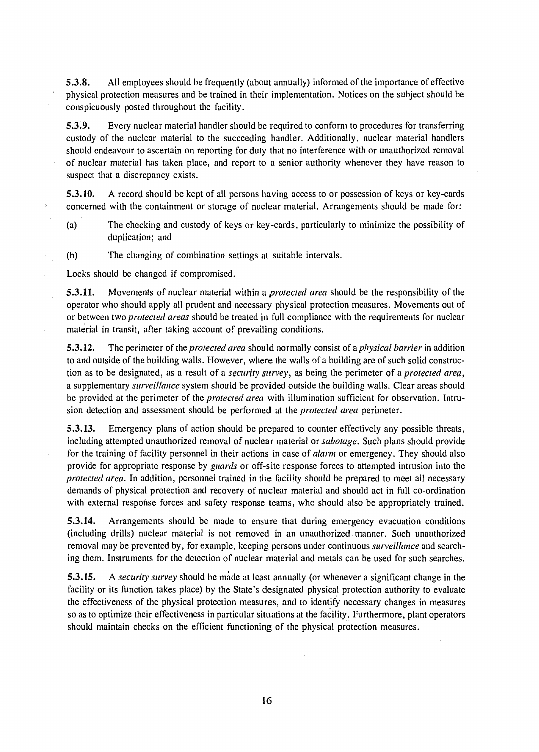**5.3.8.** All employees should be frequently (about annually) informed of the importance of effective physical protection measures and be trained in their implementation. Notices on the subject should be conspicuously posted throughout the facility.

**5.3.9.** Every nuclear material handler should be required to conform to procedures for transferring custody of the nuclear material to the succeeding handler. Additionally, nuclear material handlers should endeavour to ascertain on reporting for duty that no interference with or unauthorized removal of nuclear material has taken place, and report to a senior authority whenever they have reason to suspect that a discrepancy exists.

**5.3.10.** A record should be kept of all persons having access to or possession of keys or key-cards concerned with the containment or storage of nuclear material. Arrangements should be made for:

(a) The checking and custody of keys or key-cards, particularly to minimize the possibility of duplication; and

(b) The changing of combination settings at suitable intervals.

Locks should be changed if compromised.

**5.3.11.** Movements of nuclear material within a *protected area* should be the responsibility of the operator who should apply all prudent and necessary physical protection measures. Movements out of or between two *protected areas* should be treated in full compliance with the requirements for nuclear material in transit, after taking account of prevailing conditions.

**5.3.12.** The perimeter of the *protected area* should normally consist of a *physical barrier* in addition to and outside of the building walls. However, where the walls of a building are of such solid construction as to be designated, as a result of a *security survey*, as being the perimeter of a *protected area*, a supplementary *surveillance* system should be provided outside the building walls. Clear areas should be provided at the perimeter of the *protected area* with illumination sufficient for observation. Intrusion detection and assessment should be performed at the *protected area* perimeter.

**5.3.13.** Emergency plans of action should be prepared to counter effectively any possible threats, including attempted unauthorized removal of nuclear material or *sabotage*. Such plans should provide for the training of facility personnel in their actions in case of *alarm* or emergency. They should also provide for appropriate response by *guards* or off-site response forces to attempted intrusion into the *protected area*. In addition, personnel trained in the facility should be prepared to meet all necessary demands of physical protection and recovery of nuclear material and should act in full co-ordination with external response forces and safety response teams, who should also be appropriately trained.

**5.3.14.** Arrangements should be made to ensure that during emergency evacuation conditions (including drills) nuclear material is not removed in an unauthorized manner. Such unauthorized removal may be prevented by, for example, keeping persons under continuous *surveillance* and searching them. Instruments for the detection of nuclear material and metals can be used for such searches.

**5.3.15.** A *security survey* should be made at least annually (or whenever a significant change in the facility or its function takes place) by the State's designated physical protection authority to evaluate the effectiveness of the physical protection measures, and to identify necessary changes in measures so as to optimize their effectiveness in particular situations at the facility. Furthermore, plant operators should maintain checks on the efficient functioning of the physical protection measures.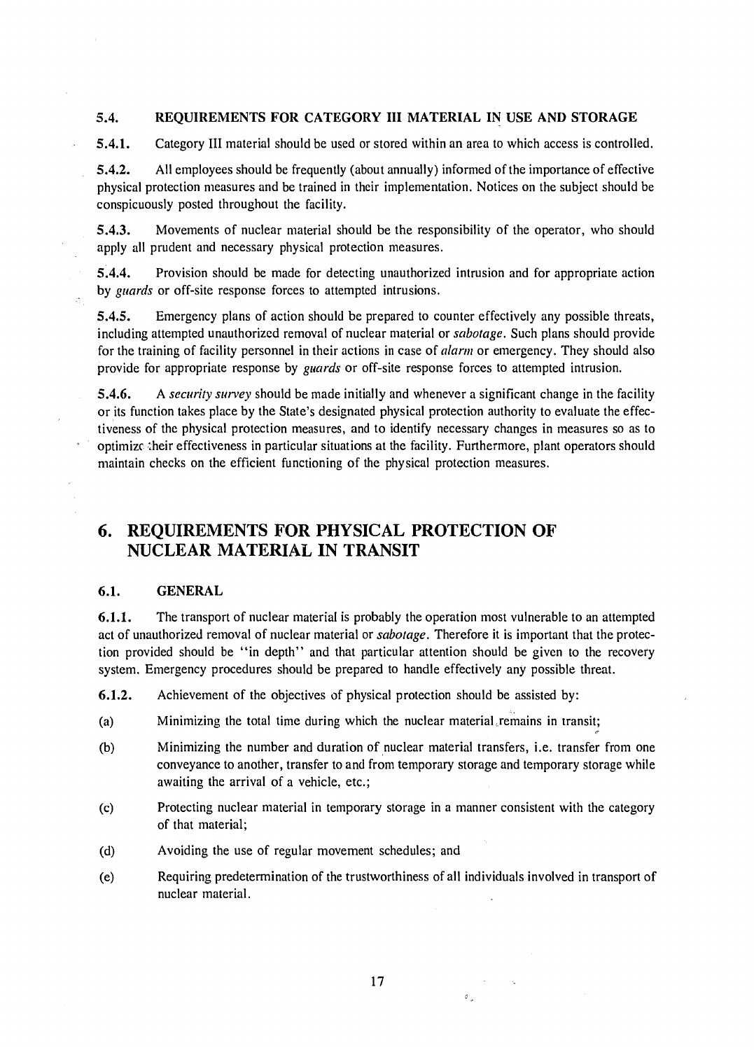### 5.4. REQUIREMENTS FOR CATEGORY III MATERIAL IN USE AND STORAGE

**5.4.1.** Category III material should be used or stored within an area to which access is controlled.

**5.4.2.** All employees should be frequently (about annually) informed of the importance of effective physical protection measures and be trained in their implementation. Notices on the subject should be conspicuously posted throughout the facility.

**5.4.3.** Movements of nuclear material should be the responsibility of the operator, who should apply all prudent and necessary physical protection measures.

**5.4.4.** Provision should be made for detecting unauthorized intrusion and for appropriate action by *guards* or off-site response forces to attempted intrusions.

**5.4.5.** Emergency plans of action should be prepared to counter effectively any possible threats, including attempted unauthorized removal of nuclear material or *sabotage*. Such plans should provide for the training of facility personnel in their actions in case of *alarm* or emergency. They should also provide for appropriate response by *guards* or off-site response forces to attempted intrusion.

**5.4.6.** A *security survey* should be made initially and whenever a significant change in the facility or its function takes place by the State's designated physical protection authority to evaluate the effectiveness of the physical protection measures, and to identify necessary changes in measures so as to optimize their effectiveness in particular situations at the facility. Furthermore, plant operators should maintain checks on the efficient functioning of the physical protection measures.

## 6. REQUIREMENTS FOR PHYSICAL PROTECTION OF NUCLEAR MATERIAL IN TRANSIT

### 6.1. GENERAL

**6.1.1.** The transport of nuclear material is probably the operation most vulnerable to an attempted act of unauthorized removal of nuclear material or *sabotage*. Therefore it is important that the protection provided should be "in depth" and that particular attention should be given to the recovery system. Emergency procedures should be prepared to handle effectively any possible threat.

**6.1.2.** Achievement of the objectives of physical protection should be assisted by:

(a) Minimizing the total time during which the nuclear material remains in transit;

(b) Minimizing the number and duration of nuclear material transfers, i.e. transfer from one conveyance to another, transfer to and from temporary storage and temporary storage while awaiting the arrival of a vehicle, etc.;

(c) Protecting nuclear material in temporary storage in a manner consistent with the category of that material;

(d) Avoiding the use of regular movement schedules; and

(e) Requiring predetermination of the trustworthiness of all individuals involved in transport of nuclear material.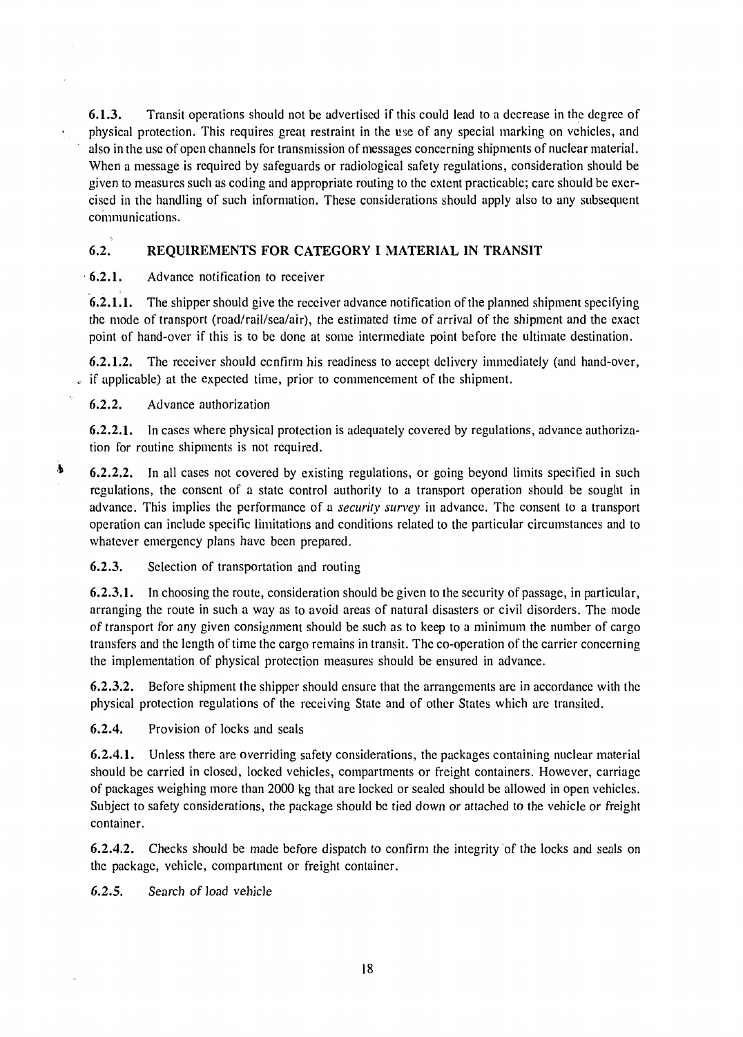**6.1.3.** Transit operations should not be advertised if this could lead to a decrease in the degree of physical protection. This requires great restraint in the use of any special marking on vehicles, and also in the use of open channels for transmission of messages concerning shipments of nuclear material. When a message is required by safeguards or radiological safety regulations, consideration should be given to measures such as coding and appropriate routing to the extent practicable; care should be exercised in the handling of such information. These considerations should apply also to any subsequent communications.

## 6.2. REQUIREMENTS FOR CATEGORY I MATERIAL IN TRANSIT

**6.2.1.** Advance notification to receiver

**6.2.1.1.** The shipper should give the receiver advance notification of the planned shipment specifying the mode of transport (road/rail/sea/air), the estimated time of arrival of the shipment and the exact point of hand-over if this is to be done at some intermediate point before the ultimate destination.

**6.2.1.2.** The receiver should confirm his readiness to accept delivery immediately (and hand-over, if applicable) at the expected time, prior to commencement of the shipment.

**6.2.2.** Advance authorization

**6.2.2.1.** In cases where physical protection is adequately covered by regulations, advance authorization for routine shipments is not required.

**6.2.2.2.** In all cases not covered by existing regulations, or going beyond limits specified in such regulations, the consent of a state control authority to a transport operation should be sought in advance. This implies the performance of a *security survey* in advance. The consent to a transport operation can include specific limitations and conditions related to the particular circumstances and to whatever emergency plans have been prepared.

**6.2.3.** Selection of transportation and routing

**6.2.3.1.** In choosing the route, consideration should be given to the security of passage, in particular, arranging the route in such a way as to avoid areas of natural disasters or civil disorders. The mode of transport for any given consignment should be such as to keep to a minimum the number of cargo transfers and the length of time the cargo remains in transit. The co-operation of the carrier concerning the implementation of physical protection measures should be ensured in advance.

**6.2.3.2.** Before shipment the shipper should ensure that the arrangements are in accordance with the physical protection regulations of the receiving State and of other States which are transited.

**6.2.4.** Provision of locks and seals

**6.2.4.1.** Unless there are overriding safety considerations, the packages containing nuclear material should be carried in closed, locked vehicles, compartments or freight containers. However, carriage of packages weighing more than 2000 kg that are locked or sealed should be allowed in open vehicles. Subject to safety considerations, the package should be tied down or attached to the vehicle or freight container.

**6.2.4.2.** Checks should be made before dispatch to confirm the integrity of the locks and seals on the package, vehicle, compartment or freight container.

**6.2.5.** Search of load vehicle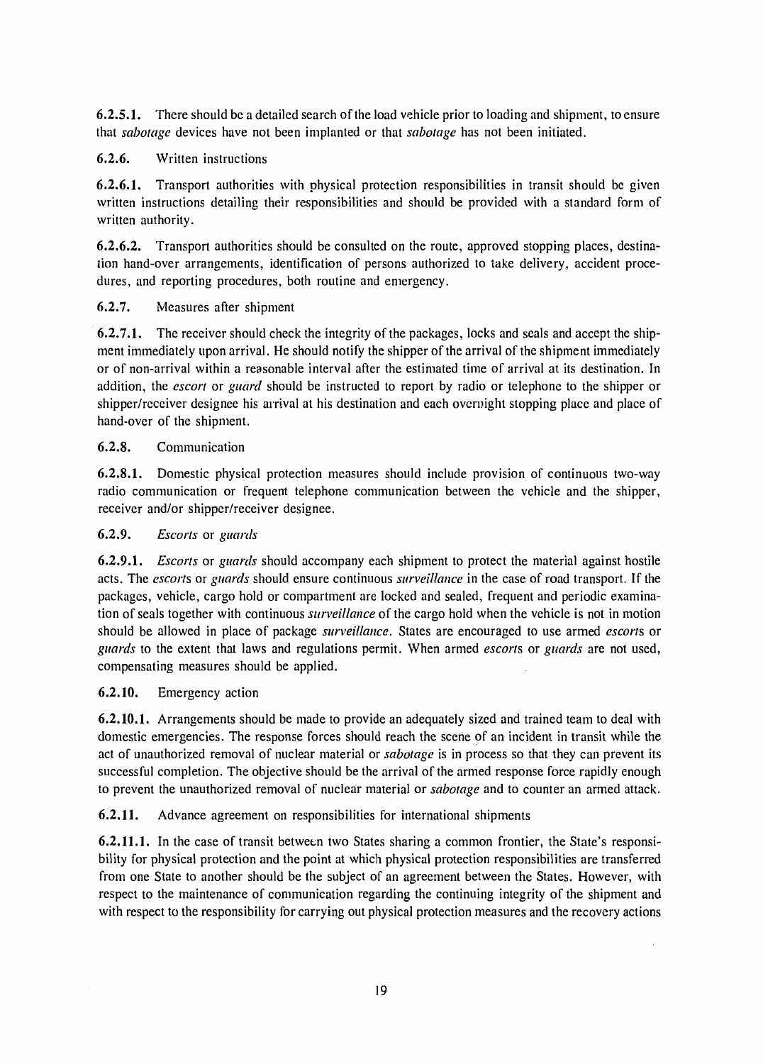6.2.5.1. There should be a detailed search of the load vehicle prior to loading and shipment, to ensure that *sabotage* devices have not been implanted or that *sabotage* has not been initiated.

6.2.6. Written instructions

6.2.6.1. Transport authorities with physical protection responsibilities in transit should be given written instructions detailing their responsibilities and should be provided with a standard form of written authority.

6.2.6.2. Transport authorities should be consulted on the route, approved stopping places, destination hand-over arrangements, identification of persons authorized to take delivery, accident procedures, and reporting procedures, both routine and emergency.

6.2.7. Measures after shipment

6.2.7.1. The receiver should check the integrity of the packages, locks and seals and accept the shipment immediately upon arrival. He should notify the shipper of the arrival of the shipment immediately or of non-arrival within a reasonable interval after the estimated time of arrival at its destination. In addition, the *escort* or *guard* should be instructed to report by radio or telephone to the shipper or shipper/receiver designee his arrival at his destination and each overnight stopping place and place of hand-over of the shipment.

6.2.8. Communication

6.2.8.1. Domestic physical protection measures should include provision of continuous two-way radio communication or frequent telephone communication between the vehicle and the shipper, receiver and/or shipper/receiver designee.

6.2.9. *Escorts* or *guards*

6.2.9.1. *Escorts* or *guards* should accompany each shipment to protect the material against hostile acts. The *escorts* or *guards* should ensure continuous *surveillance* in the case of road transport. If the packages, vehicle, cargo hold or compartment are locked and sealed, frequent and periodic examination of seals together with continuous *surveillance* of the cargo hold when the vehicle is not in motion should be allowed in place of package *surveillance*. States are encouraged to use armed *escorts* or *guards* to the extent that laws and regulations permit. When armed *escorts* or *guards* are not used, compensating measures should be applied.

6.2.10. Emergency action

6.2.10.1. Arrangements should be made to provide an adequately sized and trained team to deal with domestic emergencies. The response forces should reach the scene of an incident in transit while the act of unauthorized removal of nuclear material or *sabotage* is in process so that they can prevent its successful completion. The objective should be the arrival of the armed response force rapidly enough to prevent the unauthorized removal of nuclear material or *sabotage* and to counter an armed attack.

6.2.11. Advance agreement on responsibilities for international shipments

6.2.11.1. In the case of transit between two States sharing a common frontier, the State's responsibility for physical protection and the point at which physical protection responsibilities are transferred from one State to another should be the subject of an agreement between the States. However, with respect to the maintenance of communication regarding the continuing integrity of the shipment and with respect to the responsibility for carrying out physical protection measures and the recovery actions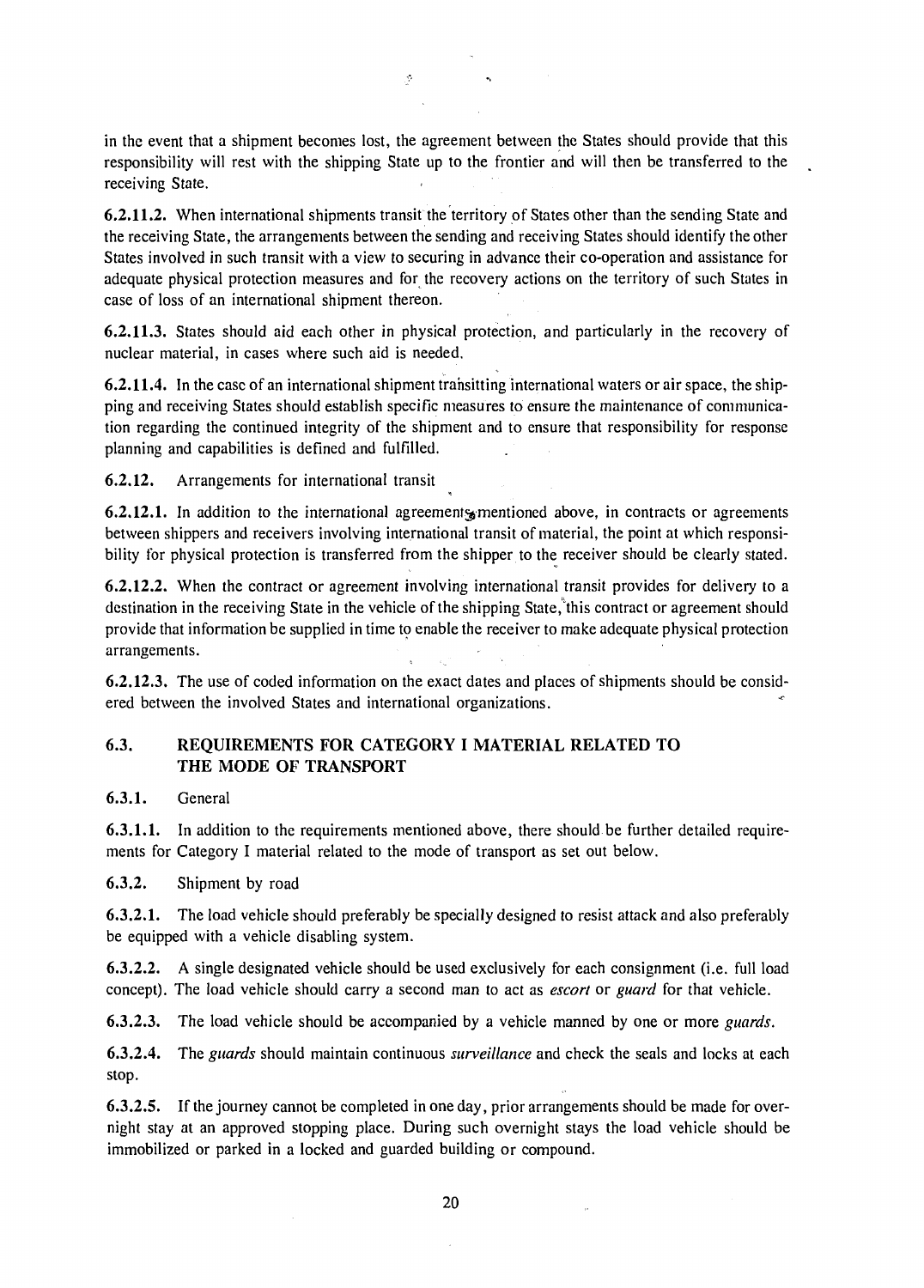in the event that a shipment becomes lost, the agreement between the States should provide that this responsibility will rest with the shipping State up to the frontier and will then be transferred to the receiving State.

**6.2.11.2.** When international shipments transit the territory of States other than the sending State and the receiving State, the arrangements between the sending and receiving States should identify the other States involved in such transit with a view to securing in advance their co-operation and assistance for adequate physical protection measures and for the recovery actions on the territory of such States in case of loss of an international shipment thereon.

**6.2.11.3.** States should aid each other in physical protection, and particularly in the recovery of nuclear material, in cases where such aid is needed.

**6.2.11.4.** In the case of an international shipment transitting international waters or air space, the shipping and receiving States should establish specific measures to ensure the maintenance of communication regarding the continued integrity of the shipment and to ensure that responsibility for response planning and capabilities is defined and fulfilled.

**6.2.12.** Arrangements for international transit

**6.2.12.1.** In addition to the international agreements mentioned above, in contracts or agreements between shippers and receivers involving international transit of material, the point at which responsibility for physical protection is transferred from the shipper to the receiver should be clearly stated.

**6.2.12.2.** When the contract or agreement involving international transit provides for delivery to a destination in the receiving State in the vehicle of the shipping State, this contract or agreement should provide that information be supplied in time to enable the receiver to make adequate physical protection arrangements.

**6.2.12.3.** The use of coded information on the exact dates and places of shipments should be considered between the involved States and international organizations.

## 6.3. REQUIREMENTS FOR CATEGORY I MATERIAL RELATED TO THE MODE OF TRANSPORT

**6.3.1.** General

**6.3.1.1.** In addition to the requirements mentioned above, there should be further detailed requirements for Category I material related to the mode of transport as set out below.

**6.3.2.** Shipment by road

**6.3.2.1.** The load vehicle should preferably be specially designed to resist attack and also preferably be equipped with a vehicle disabling system.

**6.3.2.2.** A single designated vehicle should be used exclusively for each consignment (i.e. full load concept). The load vehicle should carry a second man to act as *escort* or *guard* for that vehicle.

**6.3.2.3.** The load vehicle should be accompanied by a vehicle manned by one or more *guards*.

**6.3.2.4.** The *guards* should maintain continuous *surveillance* and check the seals and locks at each stop.

**6.3.2.5.** If the journey cannot be completed in one day, prior arrangements should be made for overnight stay at an approved stopping place. During such overnight stays the load vehicle should be immobilized or parked in a locked and guarded building or compound.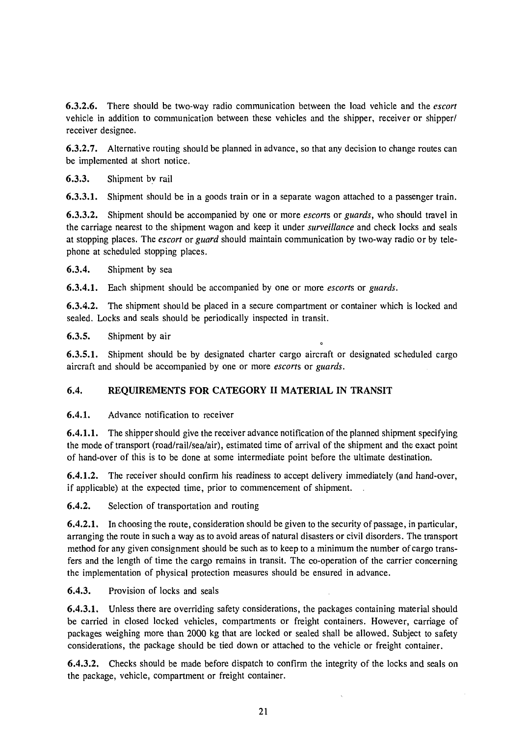**6.3.2.6.** There should be two-way radio communication between the load vehicle and the *escort* vehicle in addition to communication between these vehicles and the shipper, receiver or shipper/receiver designee.

**6.3.2.7.** Alternative routing should be planned in advance, so that any decision to change routes can be implemented at short notice.

**6.3.3.** Shipment by rail

**6.3.3.1.** Shipment should be in a goods train or in a separate wagon attached to a passenger train.

**6.3.3.2.** Shipment should be accompanied by one or more *escorts* or *guards*, who should travel in the carriage nearest to the shipment wagon and keep it under *surveillance* and check locks and seals at stopping places. The *escort* or *guard* should maintain communication by two-way radio or by telephone at scheduled stopping places.

**6.3.4.** Shipment by sea

**6.3.4.1.** Each shipment should be accompanied by one or more *escorts* or *guards*.

**6.3.4.2.** The shipment should be placed in a secure compartment or container which is locked and sealed. Locks and seals should be periodically inspected in transit.

**6.3.5.** Shipment by air

**6.3.5.1.** Shipment should be by designated charter cargo aircraft or designated scheduled cargo aircraft and should be accompanied by one or more *escorts* or *guards*.

## 6.4. REQUIREMENTS FOR CATEGORY II MATERIAL IN TRANSIT

**6.4.1.** Advance notification to receiver

**6.4.1.1.** The shipper should give the receiver advance notification of the planned shipment specifying the mode of transport (road/rail/sea/air), estimated time of arrival of the shipment and the exact point of hand-over of this is to be done at some intermediate point before the ultimate destination.

**6.4.1.2.** The receiver should confirm his readiness to accept delivery immediately (and hand-over, if applicable) at the expected time, prior to commencement of shipment.

**6.4.2.** Selection of transportation and routing

**6.4.2.1.** In choosing the route, consideration should be given to the security of passage, in particular, arranging the route in such a way as to avoid areas of natural disasters or civil disorders. The transport method for any given consignment should be such as to keep to a minimum the number of cargo transfers and the length of time the cargo remains in transit. The co-operation of the carrier concerning the implementation of physical protection measures should be ensured in advance.

**6.4.3.** Provision of locks and seals

**6.4.3.1.** Unless there are overriding safety considerations, the packages containing material should be carried in closed locked vehicles, compartments or freight containers. However, carriage of packages weighing more than 2000 kg that are locked or sealed shall be allowed. Subject to safety considerations, the package should be tied down or attached to the vehicle or freight container.

**6.4.3.2.** Checks should be made before dispatch to confirm the integrity of the locks and seals on the package, vehicle, compartment or freight container.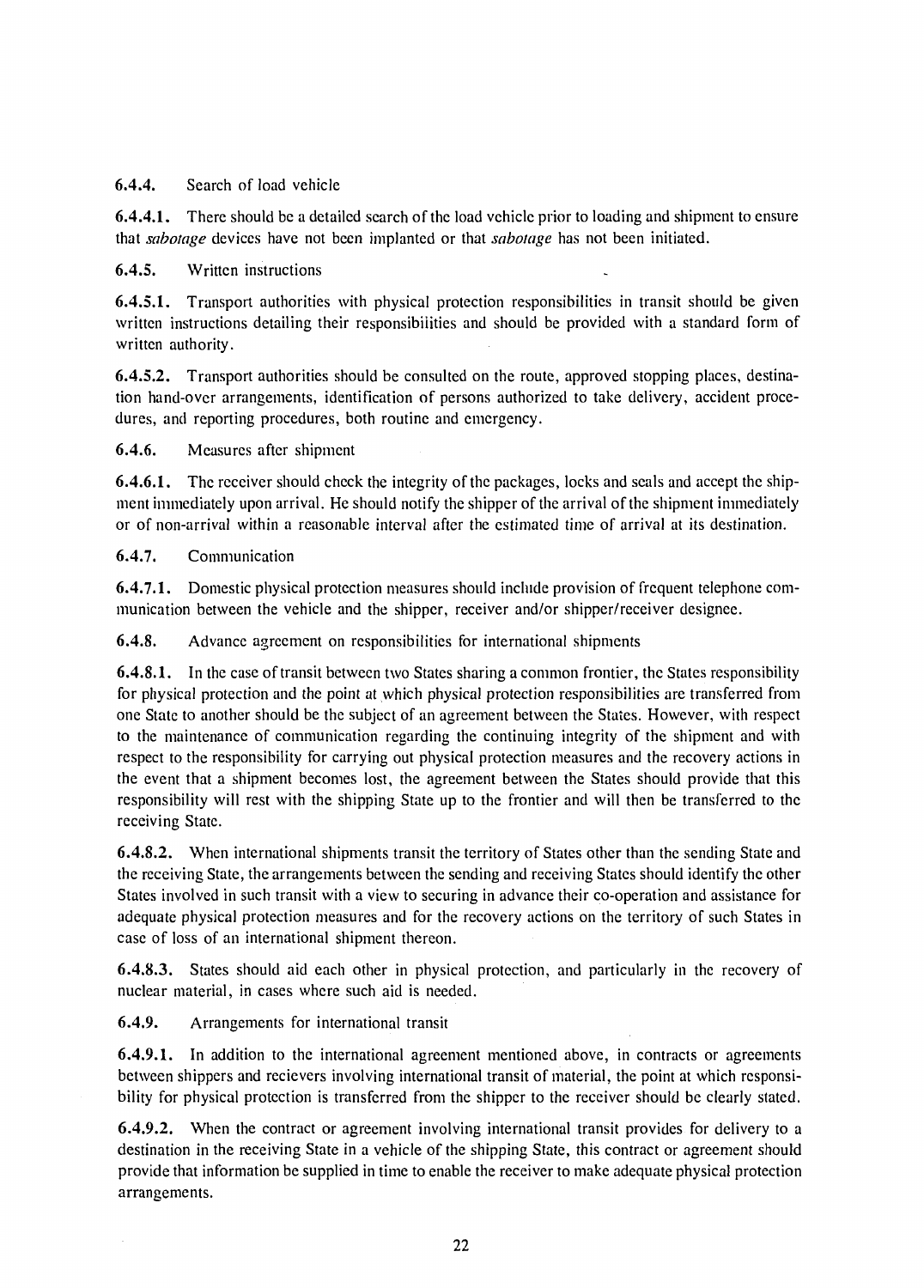6.4.4. Search of load vehicle

6.4.4.1. There should be a detailed search of the load vehicle prior to loading and shipment to ensure that *sabotage* devices have not been implanted or that *sabotage* has not been initiated.

6.4.5. Written instructions

6.4.5.1. Transport authorities with physical protection responsibilities in transit should be given written instructions detailing their responsibilities and should be provided with a standard form of written authority.

6.4.5.2. Transport authorities should be consulted on the route, approved stopping places, destination hand-over arrangements, identification of persons authorized to take delivery, accident procedures, and reporting procedures, both routine and emergency.

6.4.6. Measures after shipment

6.4.6.1. The receiver should check the integrity of the packages, locks and seals and accept the shipment immediately upon arrival. He should notify the shipper of the arrival of the shipment immediately or of non-arrival within a reasonable interval after the estimated time of arrival at its destination.

6.4.7. Communication

6.4.7.1. Domestic physical protection measures should include provision of frequent telephone communication between the vehicle and the shipper, receiver and/or shipper/receiver designee.

6.4.8. Advance agreement on responsibilities for international shipments

6.4.8.1. In the case of transit between two States sharing a common frontier, the States responsibility for physical protection and the point at which physical protection responsibilities are transferred from one State to another should be the subject of an agreement between the States. However, with respect to the maintenance of communication regarding the continuing integrity of the shipment and with respect to the responsibility for carrying out physical protection measures and the recovery actions in the event that a shipment becomes lost, the agreement between the States should provide that this responsibility will rest with the shipping State up to the frontier and will then be transferred to the receiving State.

6.4.8.2. When international shipments transit the territory of States other than the sending State and the receiving State, the arrangements between the sending and receiving States should identify the other States involved in such transit with a view to securing in advance their co-operation and assistance for adequate physical protection measures and for the recovery actions on the territory of such States in case of loss of an international shipment thereon.

6.4.8.3. States should aid each other in physical protection, and particularly in the recovery of nuclear material, in cases where such aid is needed.

6.4.9. Arrangements for international transit

6.4.9.1. In addition to the international agreement mentioned above, in contracts or agreements between shippers and recievers involving international transit of material, the point at which responsibility for physical protection is transferred from the shipper to the receiver should be clearly stated.

6.4.9.2. When the contract or agreement involving international transit provides for delivery to a destination in the receiving State in a vehicle of the shipping State, this contract or agreement should provide that information be supplied in time to enable the receiver to make adequate physical protection arrangements.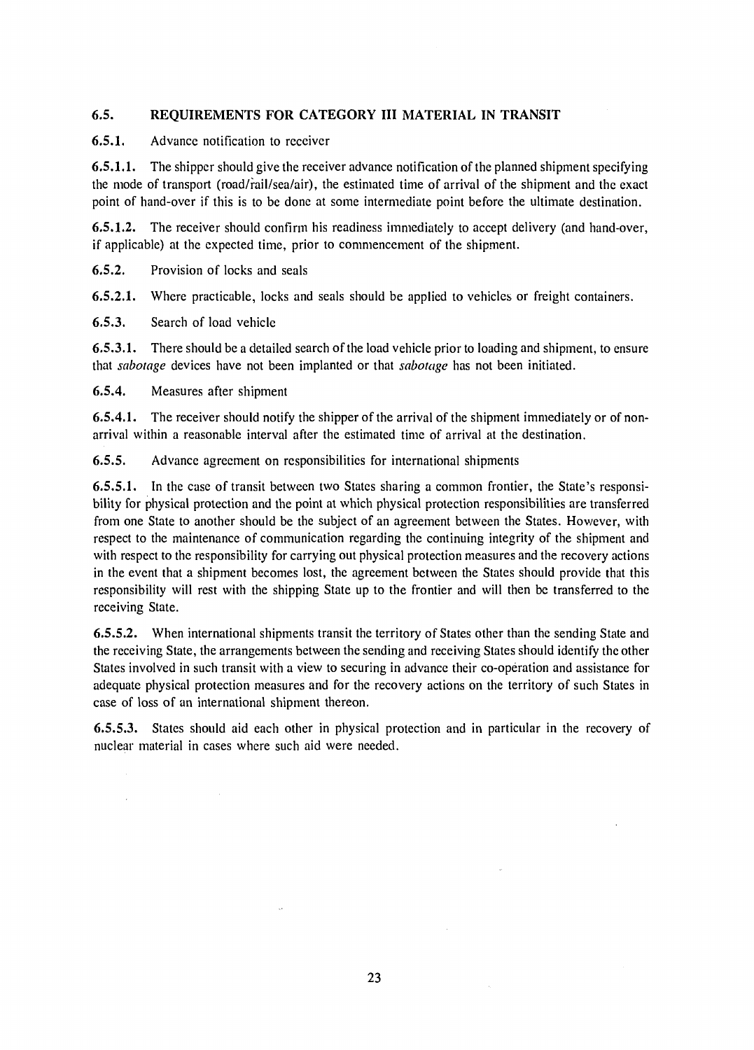## 6.5. REQUIREMENTS FOR CATEGORY III MATERIAL IN TRANSIT

### 6.5.1. Advance notification to receiver

**6.5.1.1.** The shipper should give the receiver advance notification of the planned shipment specifying the mode of transport (road/rail/sea/air), the estimated time of arrival of the shipment and the exact point of hand-over if this is to be done at some intermediate point before the ultimate destination.

**6.5.1.2.** The receiver should confirm his readiness immediately to accept delivery (and hand-over, if applicable) at the expected time, prior to commencement of the shipment.

### 6.5.2. Provision of locks and seals

**6.5.2.1.** Where practicable, locks and seals should be applied to vehicles or freight containers.

### 6.5.3. Search of load vehicle

**6.5.3.1.** There should be a detailed search of the load vehicle prior to loading and shipment, to ensure that *sabotage* devices have not been implanted or that *sabotage* has not been initiated.

### 6.5.4. Measures after shipment

**6.5.4.1.** The receiver should notify the shipper of the arrival of the shipment immediately or of non-arrival within a reasonable interval after the estimated time of arrival at the destination.

### 6.5.5. Advance agreement on responsibilities for international shipments

**6.5.5.1.** In the case of transit between two States sharing a common frontier, the State's responsibility for physical protection and the point at which physical protection responsibilities are transferred from one State to another should be the subject of an agreement between the States. However, with respect to the maintenance of communication regarding the continuing integrity of the shipment and with respect to the responsibility for carrying out physical protection measures and the recovery actions in the event that a shipment becomes lost, the agreement between the States should provide that this responsibility will rest with the shipping State up to the frontier and will then be transferred to the receiving State.

**6.5.5.2.** When international shipments transit the territory of States other than the sending State and the receiving State, the arrangements between the sending and receiving States should identify the other States involved in such transit with a view to securing in advance their co-operation and assistance for adequate physical protection measures and for the recovery actions on the territory of such States in case of loss of an international shipment thereon.

**6.5.5.3.** States should aid each other in physical protection and in particular in the recovery of nuclear material in cases where such aid were needed.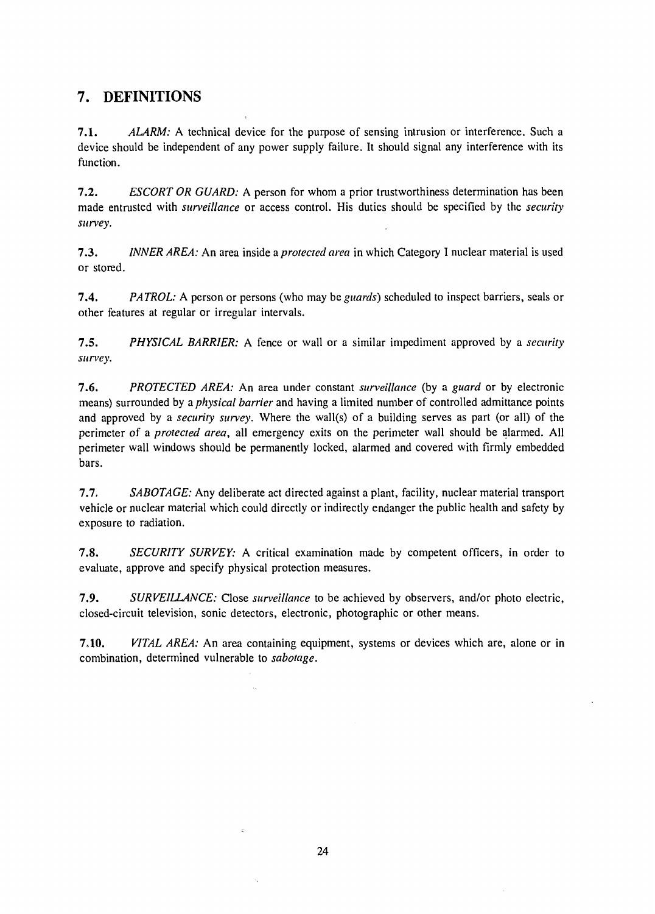## 7. DEFINITIONS

**7.1.** *ALARM:* A technical device for the purpose of sensing intrusion or interference. Such a device should be independent of any power supply failure. It should signal any interference with its function.

**7.2.** *ESCORT OR GUARD:* A person for whom a prior trustworthiness determination has been made entrusted with *surveillance* or access control. His duties should be specified by the *security survey*.

**7.3.** *INNER AREA:* An area inside a *protected area* in which Category I nuclear material is used or stored.

**7.4.** *PATROL:* A person or persons (who may be *guards*) scheduled to inspect barriers, seals or other features at regular or irregular intervals.

**7.5.** *PHYSICAL BARRIER:* A fence or wall or a similar impediment approved by a *security survey*.

**7.6.** *PROTECTED AREA:* An area under constant *surveillance* (by a *guard* or by electronic means) surrounded by a *physical barrier* and having a limited number of controlled admittance points and approved by a *security survey*. Where the wall(s) of a building serves as part (or all) of the perimeter of a *protected area*, all emergency exits on the perimeter wall should be alarmed. All perimeter wall windows should be permanently locked, alarmed and covered with firmly embedded bars.

**7.7.** *SABOTAGE:* Any deliberate act directed against a plant, facility, nuclear material transport vehicle or nuclear material which could directly or indirectly endanger the public health and safety by exposure to radiation.

**7.8.** *SECURITY SURVEY:* A critical examination made by competent officers, in order to evaluate, approve and specify physical protection measures.

**7.9.** *SURVEILLANCE:* Close *surveillance* to be achieved by observers, and/or photo electric, closed-circuit television, sonic detectors, electronic, photographic or other means.

**7.10.** *VITAL AREA:* An area containing equipment, systems or devices which are, alone or in combination, determined vulnerable to *sabotage*.